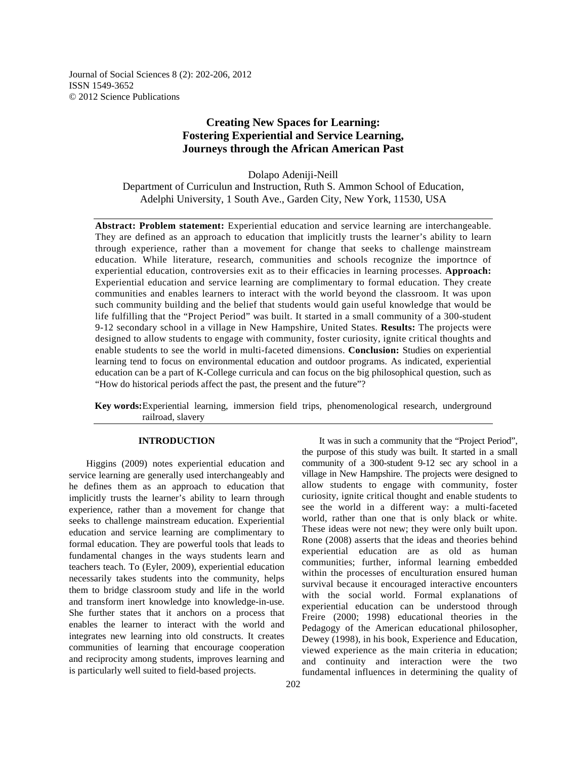Journal of Social Sciences 8 (2): 202-206, 2012
ISSN 1549-3652
© 2012 Science Publications

# Creating New Spaces for Learning: Fostering Experiential and Service Learning, Journeys through the African American Past

Dolapo Adeniji-Neill
Department of Curriculun and Instruction, Ruth S. Ammon School of Education, Adelphi University, 1 South Ave., Garden City, New York, 11530, USA

**Abstract: Problem statement:** Experiential education and service learning are interchangeable. They are defined as an approach to education that implicitly trusts the learner's ability to learn through experience, rather than a movement for change that seeks to challenge mainstream education. While literature, research, communities and schools recognize the importnce of experiential education, controversies exit as to their efficacies in learning processes. **Approach:** Experiential education and service learning are complimentary to formal education. They create communities and enables learners to interact with the world beyond the classroom. It was upon such community building and the belief that students would gain useful knowledge that would be life fulfilling that the "Project Period" was built. It started in a small community of a 300-student 9-12 secondary school in a village in New Hampshire, United States. **Results:** The projects were designed to allow students to engage with community, foster curiosity, ignite critical thoughts and enable students to see the world in multi-faceted dimensions. **Conclusion:** Studies on experiential learning tend to focus on environmental education and outdoor programs. As indicated, experiential education can be a part of K-College curricula and can focus on the big philosophical question, such as "How do historical periods affect the past, the present and the future"?

**Key words:** Experiential learning, immersion field trips, phenomenological research, underground railroad, slavery

## INTRODUCTION

Higgins (2009) notes experiential education and service learning are generally used interchangeably and he defines them as an approach to education that implicitly trusts the learner's ability to learn through experience, rather than a movement for change that seeks to challenge mainstream education. Experiential education and service learning are complimentary to formal education. They are powerful tools that leads to fundamental changes in the ways students learn and teachers teach. To (Eyler, 2009), experiential education necessarily takes students into the community, helps them to bridge classroom study and life in the world and transform inert knowledge into knowledge-in-use. She further states that it anchors on a process that enables the learner to interact with the world and integrates new learning into old constructs. It creates communities of learning that encourage cooperation and reciprocity among students, improves learning and is particularly well suited to field-based projects.

It was in such a community that the "Project Period", the purpose of this study was built. It started in a small community of a 300-student 9-12 sec ary school in a village in New Hampshire. The projects were designed to allow students to engage with community, foster curiosity, ignite critical thought and enable students to see the world in a different way: a multi-faceted world, rather than one that is only black or white. These ideas were not new; they were only built upon. Rone (2008) asserts that the ideas and theories behind experiential education are as old as human communities; further, informal learning embedded within the processes of enculturation ensured human survival because it encouraged interactive encounters with the social world. Formal explanations of experiential education can be understood through Freire (2000; 1998) educational theories in the Pedagogy of the American educational philosopher, Dewey (1998), in his book, Experience and Education, viewed experience as the main criteria in education; and continuity and interaction were the two fundamental influences in determining the quality of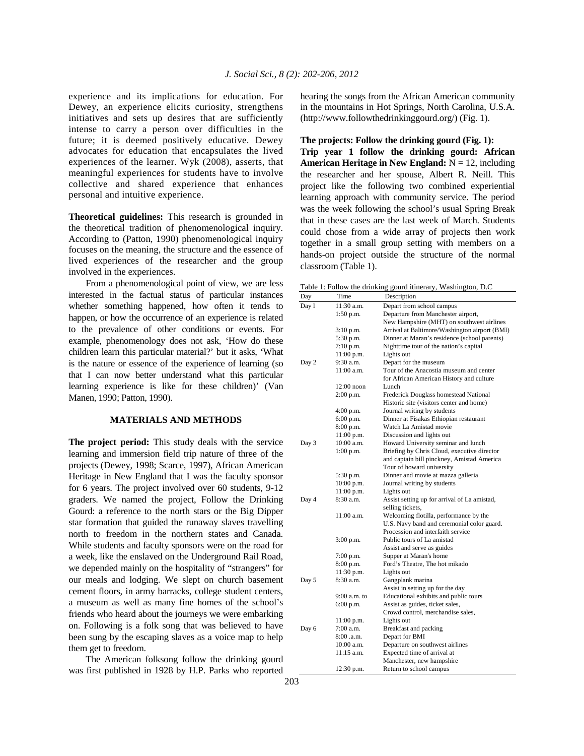experience and its implications for education. For Dewey, an experience elicits curiosity, strengthens initiatives and sets up desires that are sufficiently intense to carry a person over difficulties in the future; it is deemed positively educative. Dewey advocates for education that encapsulates the lived experiences of the learner. Wyk (2008), asserts, that meaningful experiences for students have to involve collective and shared experience that enhances personal and intuitive experience.

**Theoretical guidelines:** This research is grounded in the theoretical tradition of phenomenological inquiry. According to (Patton, 1990) phenomenological inquiry focuses on the meaning, the structure and the essence of lived experiences of the researcher and the group involved in the experiences.

From a phenomenological point of view, we are less interested in the factual status of particular instances whether something happened, how often it tends to happen, or how the occurrence of an experience is related to the prevalence of other conditions or events. For example, phenomenology does not ask, 'How do these children learn this particular material?' but it asks, 'What is the nature or essence of the experience of learning (so that I can now better understand what this particular learning experience is like for these children)' (Van Manen, 1990; Patton, 1990).

## MATERIALS AND METHODS

**The project period:** This study deals with the service learning and immersion field trip nature of three of the projects (Dewey, 1998; Scarce, 1997), African American Heritage in New England that I was the faculty sponsor for 6 years. The project involved over 60 students, 9-12 graders. We named the project, Follow the Drinking Gourd: a reference to the north stars or the Big Dipper star formation that guided the runaway slaves travelling north to freedom in the northern states and Canada. While students and faculty sponsors were on the road for a week, like the enslaved on the Underground Rail Road, we depended mainly on the hospitality of "strangers" for our meals and lodging. We slept on church basement cement floors, in army barracks, college student centers, a museum as well as many fine homes of the school's friends who heard about the journeys we were embarking on. Following is a folk song that was believed to have been sung by the escaping slaves as a voice map to help them get to freedom.

The American folksong follow the drinking gourd was first published in 1928 by H.P. Parks who reported hearing the songs from the African American community in the mountains in Hot Springs, North Carolina, U.S.A. (http://www.followthedrinkinggourd.org/) (Fig. 1).

**The projects: Follow the drinking gourd (Fig. 1):**

**Trip year 1 follow the drinking gourd: African American Heritage in New England:** N = 12, including the researcher and her spouse, Albert R. Neill. This project like the following two combined experiential learning approach with community service. The period was the week following the school's usual Spring Break that in these cases are the last week of March. Students could chose from a wide array of projects then work together in a small group setting with members on a hands-on project outside the structure of the normal classroom (Table 1).

Table 1: Follow the drinking gourd itinerary, Washington, D.C

| Day | Time | Description |
|---|---|---|
| Day l | 11:30 a.m. | Depart from school campus |
| | 1:50 p.m. | Departure from Manchester airport, New Hampshire (MHT) on southwest airlines |
| | 3:10 p.m. | Arrival at Baltimore/Washington airport (BMI) |
| | 5:30 p.m. | Dinner at Maran's residence (school parents) |
| | 7:10 p.m. | Nighttime tour of the nation's capital |
| | 11:00 p.m. | Lights out |
| Day 2 | 9:30 a.m. | Depart for the museum |
| | 11:00 a.m. | Tour of the Anacostia museum and center for African American History and culture |
| | 12:00 noon | Lunch |
| | 2:00 p.m. | Frederick Douglass homestead National Historic site (visitors center and home) |
| | 4:00 p.m. | Journal writing by students |
| | 6:00 p.m. | Dinner at Fisakas Ethiopian restaurant |
| | 8:00 p.m. | Watch La Amistad movie |
| | 11:00 p.m. | Discussion and lights out |
| Day 3 | 10:00 a.m. | Howard University seminar and lunch |
| | 1:00 p.m. | Briefing by Chris Cloud, executive director and captain bill pinckney, Amistad America Tour of howard university |
| | 5:30 p.m. | Dinner and movie at mazza galleria |
| | 10:00 p.m. | Journal writing by students |
| | 11:00 p.m. | Lights out |
| Day 4 | 8:30 a.m. | Assist setting up for arrival of La amistad, selling tickets, |
| | 11:00 a.m. | Welcoming flotilla, performance by the U.S. Navy band and ceremonial color guard. Procession and interfaith service |
| | 3:00 p.m. | Public tours of La amistad Assist and serve as guides |
| | 7:00 p.m. | Supper at Maran's home |
| | 8:00 p.m. | Ford's Theatre, The hot mikado |
| | 11:30 p.m. | Lights out |
| Day 5 | 8:30 a.m. | Gangplank marina Assist in setting up for the day |
| | 9:00 a.m. to 6:00 p.m. | Educational exhibits and public tours Assist as guides, ticket sales, Crowd control, merchandise sales, |
| | 11:00 p.m. | Lights out |
| Day 6 | 7:00 a.m. | Breakfast and packing |
| | 8:00 .a.m. | Depart for BMI |
| | 10:00 a.m. | Departure on southwest airlines |
| | 11:15 a.m. | Expected time of arrival at Manchester, new hampshire |
| | 12:30 p.m. | Return to school campus |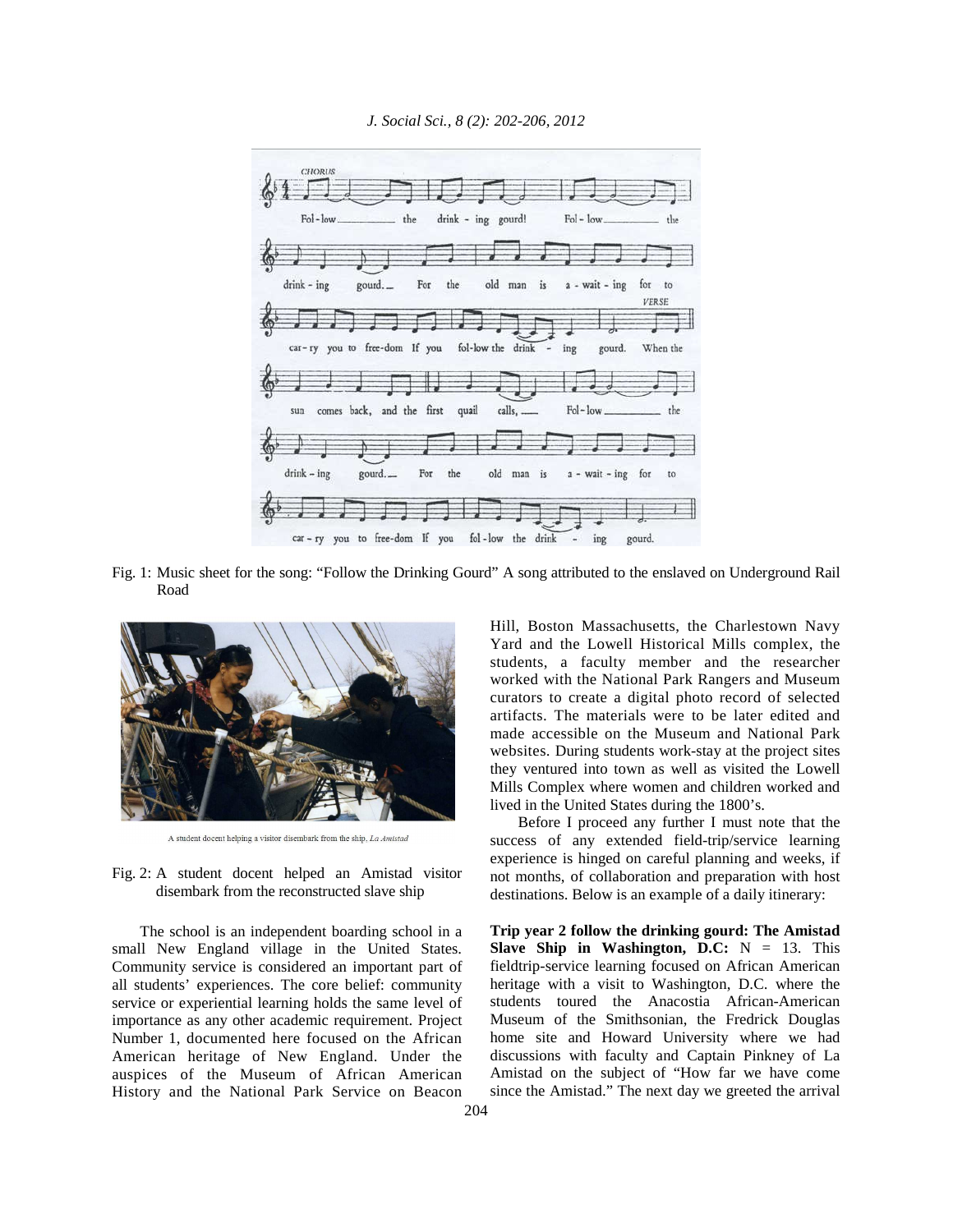Fig. 1: Music sheet for the song: "Follow the Drinking Gourd" A song attributed to the enslaved on Underground Rail Road

Fig. 2: A student docent helped an Amistad visitor disembark from the reconstructed slave ship

The school is an independent boarding school in a small New England village in the United States. Community service is considered an important part of all students' experiences. The core belief: community service or experiential learning holds the same level of importance as any other academic requirement. Project Number 1, documented here focused on the African American heritage of New England. Under the auspices of the Museum of African American History and the National Park Service on Beacon Hill, Boston Massachusetts, the Charlestown Navy Yard and the Lowell Historical Mills complex, the students, a faculty member and the researcher worked with the National Park Rangers and Museum curators to create a digital photo record of selected artifacts. The materials were to be later edited and made accessible on the Museum and National Park websites. During students work-stay at the project sites they ventured into town as well as visited the Lowell Mills Complex where women and children worked and lived in the United States during the 1800's.

Before I proceed any further I must note that the success of any extended field-trip/service learning experience is hinged on careful planning and weeks, if not months, of collaboration and preparation with host destinations. Below is an example of a daily itinerary:

**Trip year 2 follow the drinking gourd: The Amistad Slave Ship in Washington, D.C:** N = 13. This fieldtrip-service learning focused on African American heritage with a visit to Washington, D.C. where the students toured the Anacostia African-American Museum of the Smithsonian, the Fredrick Douglas home site and Howard University where we had discussions with faculty and Captain Pinkney of La Amistad on the subject of "How far we have come since the Amistad." The next day we greeted the arrival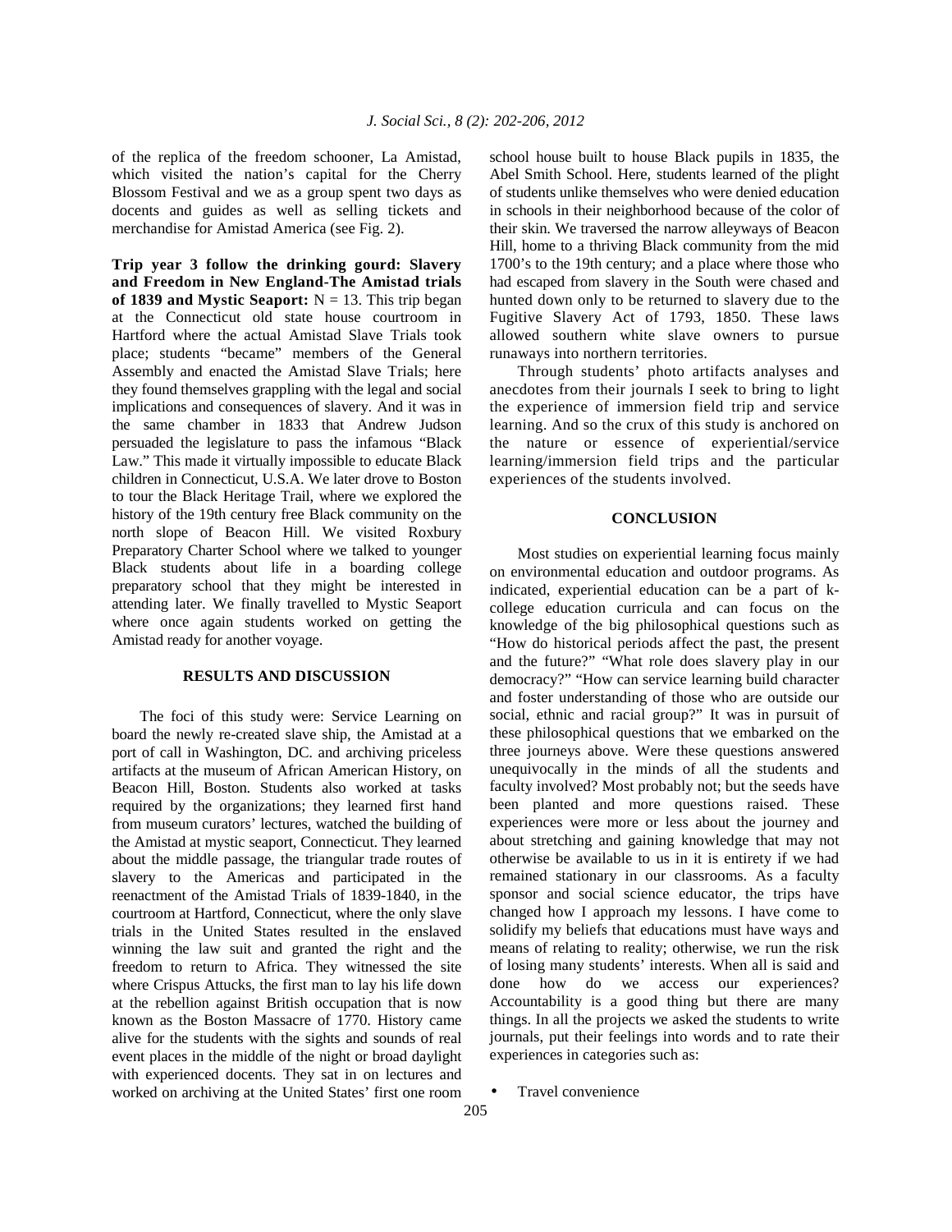of the replica of the freedom schooner, La Amistad, which visited the nation's capital for the Cherry Blossom Festival and we as a group spent two days as docents and guides as well as selling tickets and merchandise for Amistad America (see Fig. 2).

**Trip year 3 follow the drinking gourd: Slavery and Freedom in New England-The Amistad trials of 1839 and Mystic Seaport:** N = 13. This trip began at the Connecticut old state house courtroom in Hartford where the actual Amistad Slave Trials took place; students "became" members of the General Assembly and enacted the Amistad Slave Trials; here they found themselves grappling with the legal and social implications and consequences of slavery. And it was in the same chamber in 1833 that Andrew Judson persuaded the legislature to pass the infamous "Black Law." This made it virtually impossible to educate Black children in Connecticut, U.S.A. We later drove to Boston to tour the Black Heritage Trail, where we explored the history of the 19th century free Black community on the north slope of Beacon Hill. We visited Roxbury Preparatory Charter School where we talked to younger Black students about life in a boarding college preparatory school that they might be interested in attending later. We finally travelled to Mystic Seaport where once again students worked on getting the Amistad ready for another voyage.

## RESULTS AND DISCUSSION

The foci of this study were: Service Learning on board the newly re-created slave ship, the Amistad at a port of call in Washington, DC. and archiving priceless artifacts at the museum of African American History, on Beacon Hill, Boston. Students also worked at tasks required by the organizations; they learned first hand from museum curators' lectures, watched the building of the Amistad at mystic seaport, Connecticut. They learned about the middle passage, the triangular trade routes of slavery to the Americas and participated in the reenactment of the Amistad Trials of 1839-1840, in the courtroom at Hartford, Connecticut, where the only slave trials in the United States resulted in the enslaved winning the law suit and granted the right and the freedom to return to Africa. They witnessed the site where Crispus Attucks, the first man to lay his life down at the rebellion against British occupation that is now known as the Boston Massacre of 1770. History came alive for the students with the sights and sounds of real event places in the middle of the night or broad daylight with experienced docents. They sat in on lectures and worked on archiving at the United States' first one room school house built to house Black pupils in 1835, the Abel Smith School. Here, students learned of the plight of students unlike themselves who were denied education in schools in their neighborhood because of the color of their skin. We traversed the narrow alleyways of Beacon Hill, home to a thriving Black community from the mid 1700's to the 19th century; and a place where those who had escaped from slavery in the South were chased and hunted down only to be returned to slavery due to the Fugitive Slavery Act of 1793, 1850. These laws allowed southern white slave owners to pursue runaways into northern territories.

Through students' photo artifacts analyses and anecdotes from their journals I seek to bring to light the experience of immersion field trip and service learning. And so the crux of this study is anchored on the nature or essence of experiential/service learning/immersion field trips and the particular experiences of the students involved.

## CONCLUSION

Most studies on experiential learning focus mainly on environmental education and outdoor programs. As indicated, experiential education can be a part of k-college education curricula and can focus on the knowledge of the big philosophical questions such as "How do historical periods affect the past, the present and the future?" "What role does slavery play in our democracy?" "How can service learning build character and foster understanding of those who are outside our social, ethnic and racial group?" It was in pursuit of these philosophical questions that we embarked on the three journeys above. Were these questions answered unequivocally in the minds of all the students and faculty involved? Most probably not; but the seeds have been planted and more questions raised. These experiences were more or less about the journey and about stretching and gaining knowledge that may not otherwise be available to us in it is entirety if we had remained stationary in our classrooms. As a faculty sponsor and social science educator, the trips have changed how I approach my lessons. I have come to solidify my beliefs that educations must have ways and means of relating to reality; otherwise, we run the risk of losing many students' interests. When all is said and done how do we access our experiences? Accountability is a good thing but there are many things. In all the projects we asked the students to write journals, put their feelings into words and to rate their experiences in categories such as:

- Travel convenience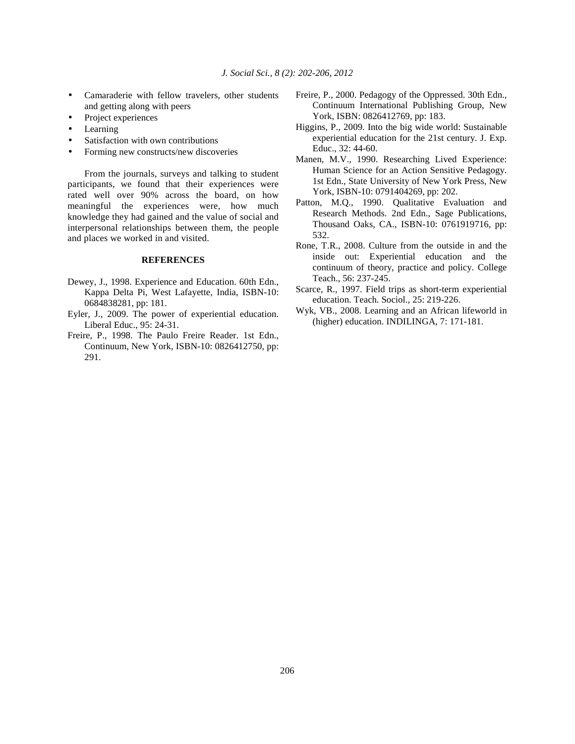- Camaraderie with fellow travelers, other students and getting along with peers
- Project experiences
- Learning
- Satisfaction with own contributions
- Forming new constructs/new discoveries

From the journals, surveys and talking to student participants, we found that their experiences were rated well over 90% across the board, on how meaningful the experiences were, how much knowledge they had gained and the value of social and interpersonal relationships between them, the people and places we worked in and visited.

## REFERENCES

Dewey, J., 1998. Experience and Education. 60th Edn., Kappa Delta Pi, West Lafayette, India, ISBN-10: 0684838281, pp: 181.

Eyler, J., 2009. The power of experiential education. Liberal Educ., 95: 24-31.

Freire, P., 1998. The Paulo Freire Reader. 1st Edn., Continuum, New York, ISBN-10: 0826412750, pp: 291.

Freire, P., 2000. Pedagogy of the Oppressed. 30th Edn., Continuum International Publishing Group, New York, ISBN: 0826412769, pp: 183.

Higgins, P., 2009. Into the big wide world: Sustainable experiential education for the 21st century. J. Exp. Educ., 32: 44-60.

Manen, M.V., 1990. Researching Lived Experience: Human Science for an Action Sensitive Pedagogy. 1st Edn., State University of New York Press, New York, ISBN-10: 0791404269, pp: 202.

Patton, M.Q., 1990. Qualitative Evaluation and Research Methods. 2nd Edn., Sage Publications, Thousand Oaks, CA., ISBN-10: 0761919716, pp: 532.

Rone, T.R., 2008. Culture from the outside in and the inside out: Experiential education and the continuum of theory, practice and policy. College Teach., 56: 237-245.

Scarce, R., 1997. Field trips as short-term experiential education. Teach. Sociol., 25: 219-226.

Wyk, VB., 2008. Learning and an African lifeworld in (higher) education. INDILINGA, 7: 171-181.